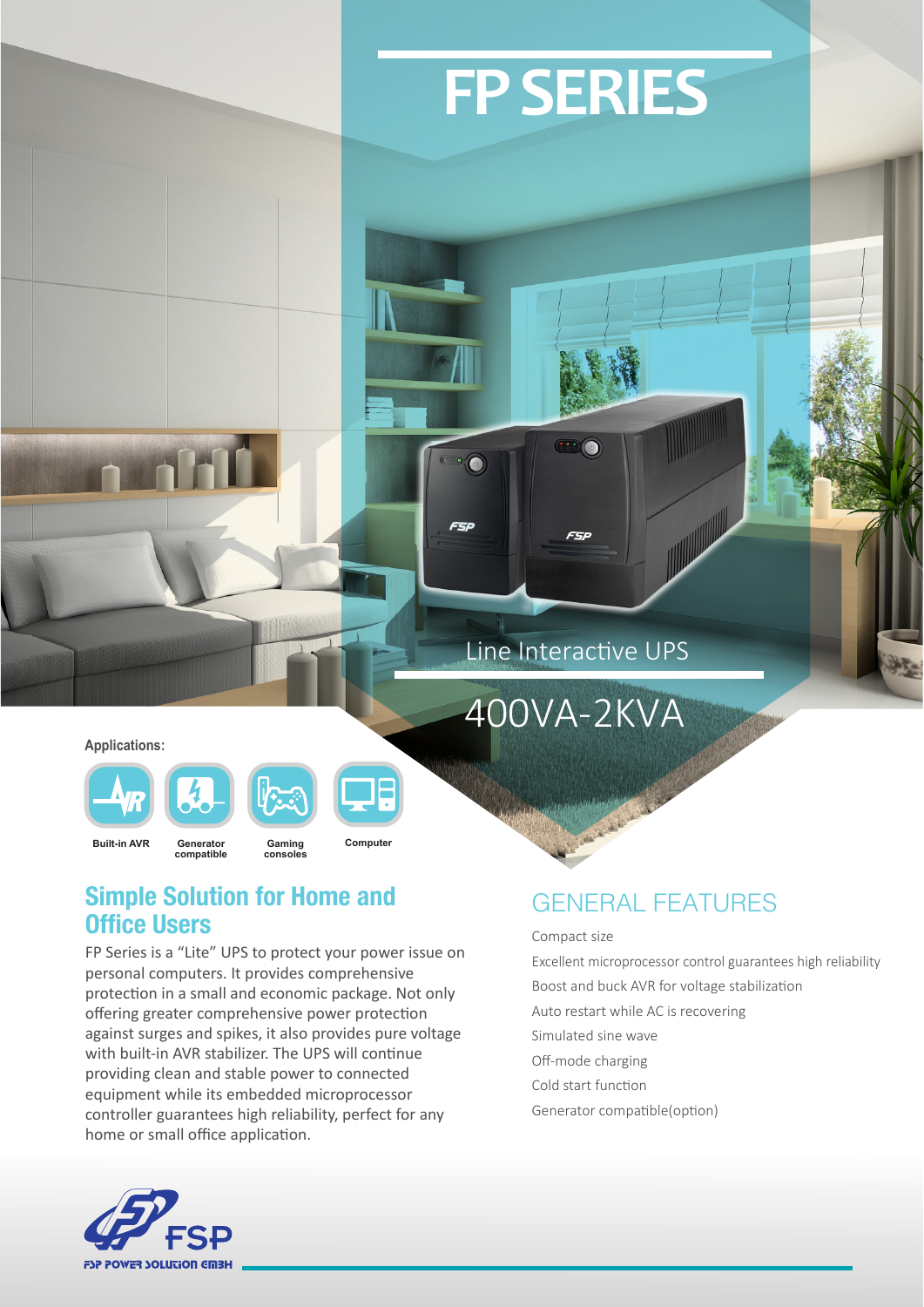# FP SERIES

Line Interactive UPS

400VA-2KVA

**Applications:**

- Built-in AVR
- Generator compatible
- Gaming consoles
- Computer

## Simple Solution for Home and Office Users

FP Series is a "Lite" UPS to protect your power issue on personal computers. It provides comprehensive protection in a small and economic package. Not only offering greater comprehensive power protection against surges and spikes, it also provides pure voltage with built-in AVR stabilizer. The UPS will continue providing clean and stable power to connected equipment while its embedded microprocessor controller guarantees high reliability, perfect for any home or small office application.

## GENERAL FEATURES

- Compact size
- Excellent microprocessor control guarantees high reliability
- Boost and buck AVR for voltage stabilization
- Auto restart while AC is recovering
- Simulated sine wave
- Off-mode charging
- Cold start function
- Generator compatible(option)

FSP POWER SOLUTION GMBH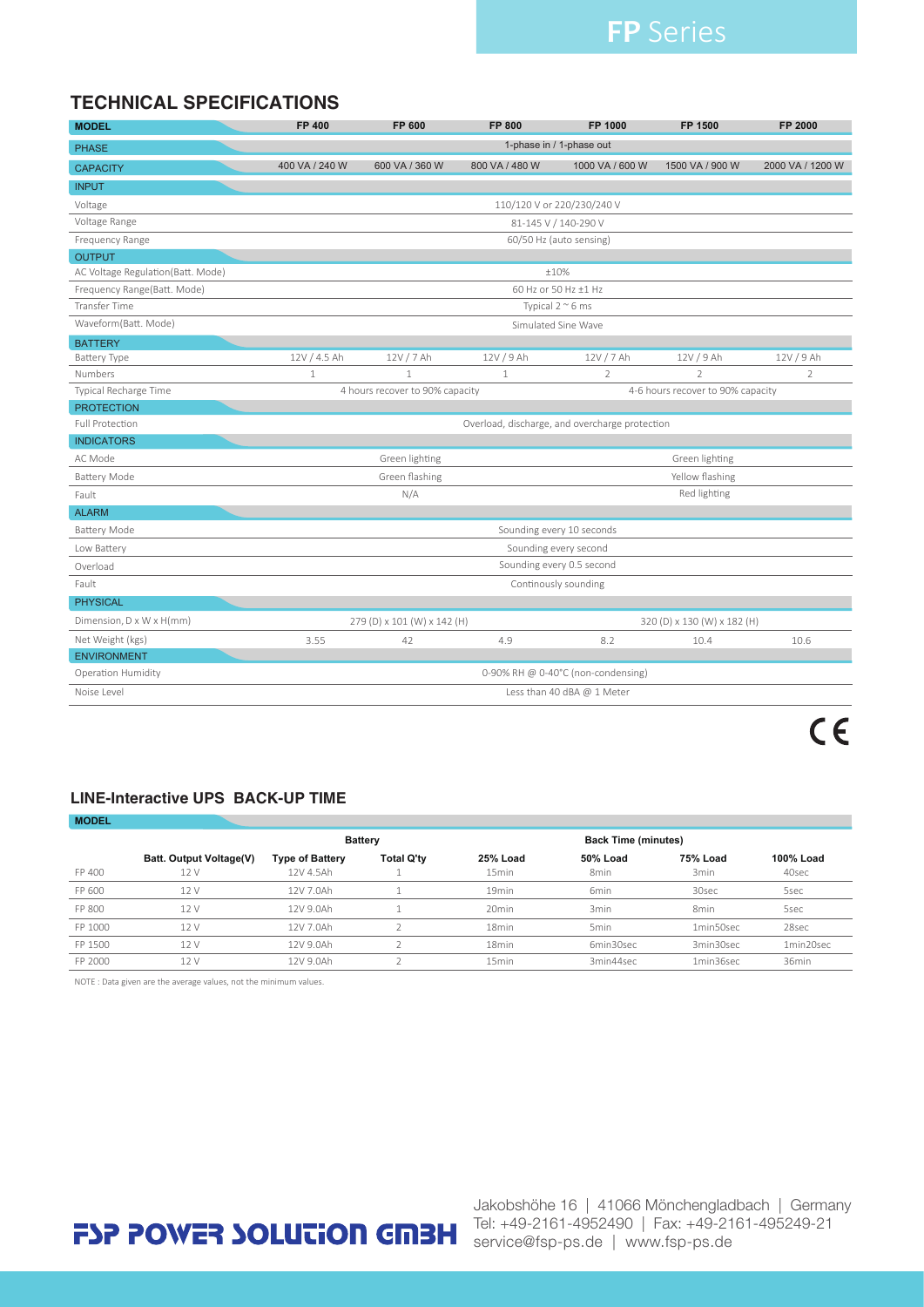FP Series

## TECHNICAL SPECIFICATIONS

| MODEL | FP 400 | FP 600 | FP 800 | FP 1000 | FP 1500 | FP 2000 |
|---|---|---|---|---|---|---|
| PHASE | 1-phase in / 1-phase out | | | | | |
| CAPACITY | 400 VA / 240 W | 600 VA / 360 W | 800 VA / 480 W | 1000 VA / 600 W | 1500 VA / 900 W | 2000 VA / 1200 W |
| **INPUT** | | | | | | |
| Voltage | 110/120 V or 220/230/240 V | | | | | |
| Voltage Range | 81-145 V / 140-290 V | | | | | |
| Frequency Range | 60/50 Hz (auto sensing) | | | | | |
| **OUTPUT** | | | | | | |
| AC Voltage Regulation(Batt. Mode) | ±10% | | | | | |
| Frequency Range(Batt. Mode) | 60 Hz or 50 Hz ±1 Hz | | | | | |
| Transfer Time | Typical 2 ~ 6 ms | | | | | |
| Waveform(Batt. Mode) | Simulated Sine Wave | | | | | |
| **BATTERY** | | | | | | |
| Battery Type | 12V / 4.5 Ah | 12V / 7 Ah | 12V / 9 Ah | 12V / 7 Ah | 12V / 9 Ah | 12V / 9 Ah |
| Numbers | 1 | 1 | 1 | 2 | 2 | 2 |
| Typical Recharge Time | 4 hours recover to 90% capacity | | | 4-6 hours recover to 90% capacity | | |
| **PROTECTION** | | | | | | |
| Full Protection | Overload, discharge, and overcharge protection | | | | | |
| **INDICATORS** | | | | | | |
| AC Mode | Green lighting | | | Green lighting | | |
| Battery Mode | Green flashing | | | Yellow flashing | | |
| Fault | N/A | | | Red lighting | | |
| **ALARM** | | | | | | |
| Battery Mode | Sounding every 10 seconds | | | | | |
| Low Battery | Sounding every second | | | | | |
| Overload | Sounding every 0.5 second | | | | | |
| Fault | Continously sounding | | | | | |
| **PHYSICAL** | | | | | | |
| Dimension, D x W x H(mm) | 279 (D) x 101 (W) x 142 (H) | | | 320 (D) x 130 (W) x 182 (H) | | |
| Net Weight (kgs) | 3.55 | 42 | 4.9 | 8.2 | 10.4 | 10.6 |
| **ENVIRONMENT** | | | | | | |
| Operation Humidity | 0-90% RH @ 0-40°C (non-condensing) | | | | | |
| Noise Level | Less than 40 dBA @ 1 Meter | | | | | |

CE

## LINE-Interactive UPS BACK-UP TIME

| MODEL | Battery | | | Back Time (minutes) | | | |
|---|---|---|---|---|---|---|---|
| | **Batt. Output Voltage(V)** | **Type of Battery** | **Total Q'ty** | **25% Load** | **50% Load** | **75% Load** | **100% Load** |
| FP 400 | 12 V | 12V 4.5Ah | 1 | 15min | 8min | 3min | 40sec |
| FP 600 | 12 V | 12V 7.0Ah | 1 | 19min | 6min | 30sec | 5sec |
| FP 800 | 12 V | 12V 9.0Ah | 1 | 20min | 3min | 8min | 5sec |
| FP 1000 | 12 V | 12V 7.0Ah | 2 | 18min | 5min | 1min50sec | 28sec |
| FP 1500 | 12 V | 12V 9.0Ah | 2 | 18min | 6min30sec | 3min30sec | 1min20sec |
| FP 2000 | 12 V | 12V 9.0Ah | 2 | 15min | 3min44sec | 1min36sec | 36min |

NOTE : Data given are the average values, not the minimum values.

FSP POWER SOLUTION GMBH

Jakobshöhe 16 | 41066 Mönchengladbach | Germany
Tel: +49-2161-4952490 | Fax: +49-2161-495249-21
service@fsp-ps.de | www.fsp-ps.de